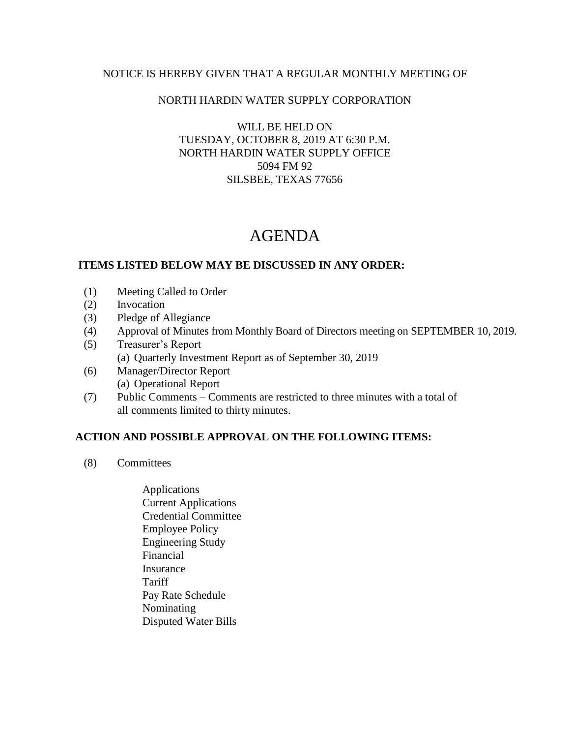NOTICE IS HEREBY GIVEN THAT A REGULAR MONTHLY MEETING OF

NORTH HARDIN WATER SUPPLY CORPORATION

WILL BE HELD ON
TUESDAY, OCTOBER 8, 2019 AT 6:30 P.M.
NORTH HARDIN WATER SUPPLY OFFICE
5094 FM 92
SILSBEE, TEXAS 77656

# AGENDA

**ITEMS LISTED BELOW MAY BE DISCUSSED IN ANY ORDER:**

(1) Meeting Called to Order
(2) Invocation
(3) Pledge of Allegiance
(4) Approval of Minutes from Monthly Board of Directors meeting on SEPTEMBER 10, 2019.
(5) Treasurer's Report
  (a) Quarterly Investment Report as of September 30, 2019
(6) Manager/Director Report
  (a) Operational Report
(7) Public Comments – Comments are restricted to three minutes with a total of all comments limited to thirty minutes.

**ACTION AND POSSIBLE APPROVAL ON THE FOLLOWING ITEMS:**

(8) Committees

- Applications
- Current Applications
- Credential Committee
- Employee Policy
- Engineering Study
- Financial
- Insurance
- Tariff
- Pay Rate Schedule
- Nominating
- Disputed Water Bills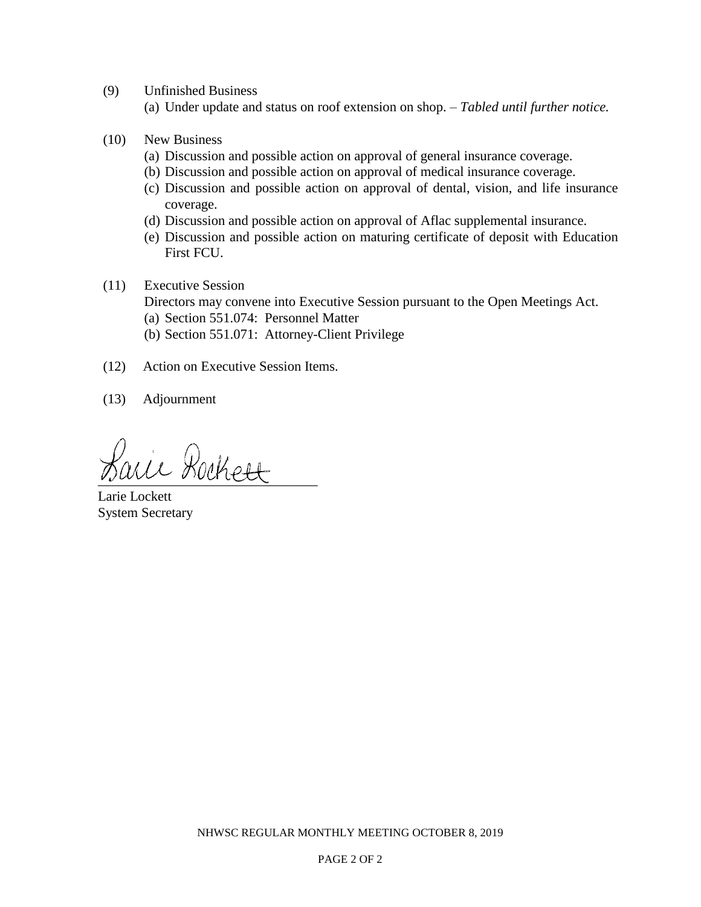(9) Unfinished Business

(a) Under update and status on roof extension on shop. – *Tabled until further notice.*

(10) New Business

(a) Discussion and possible action on approval of general insurance coverage.
(b) Discussion and possible action on approval of medical insurance coverage.
(c) Discussion and possible action on approval of dental, vision, and life insurance coverage.
(d) Discussion and possible action on approval of Aflac supplemental insurance.
(e) Discussion and possible action on maturing certificate of deposit with Education First FCU.

(11) Executive Session

Directors may convene into Executive Session pursuant to the Open Meetings Act.

(a) Section 551.074: Personnel Matter
(b) Section 551.071: Attorney-Client Privilege

(12) Action on Executive Session Items.

(13) Adjournment

Larie Lockett
System Secretary